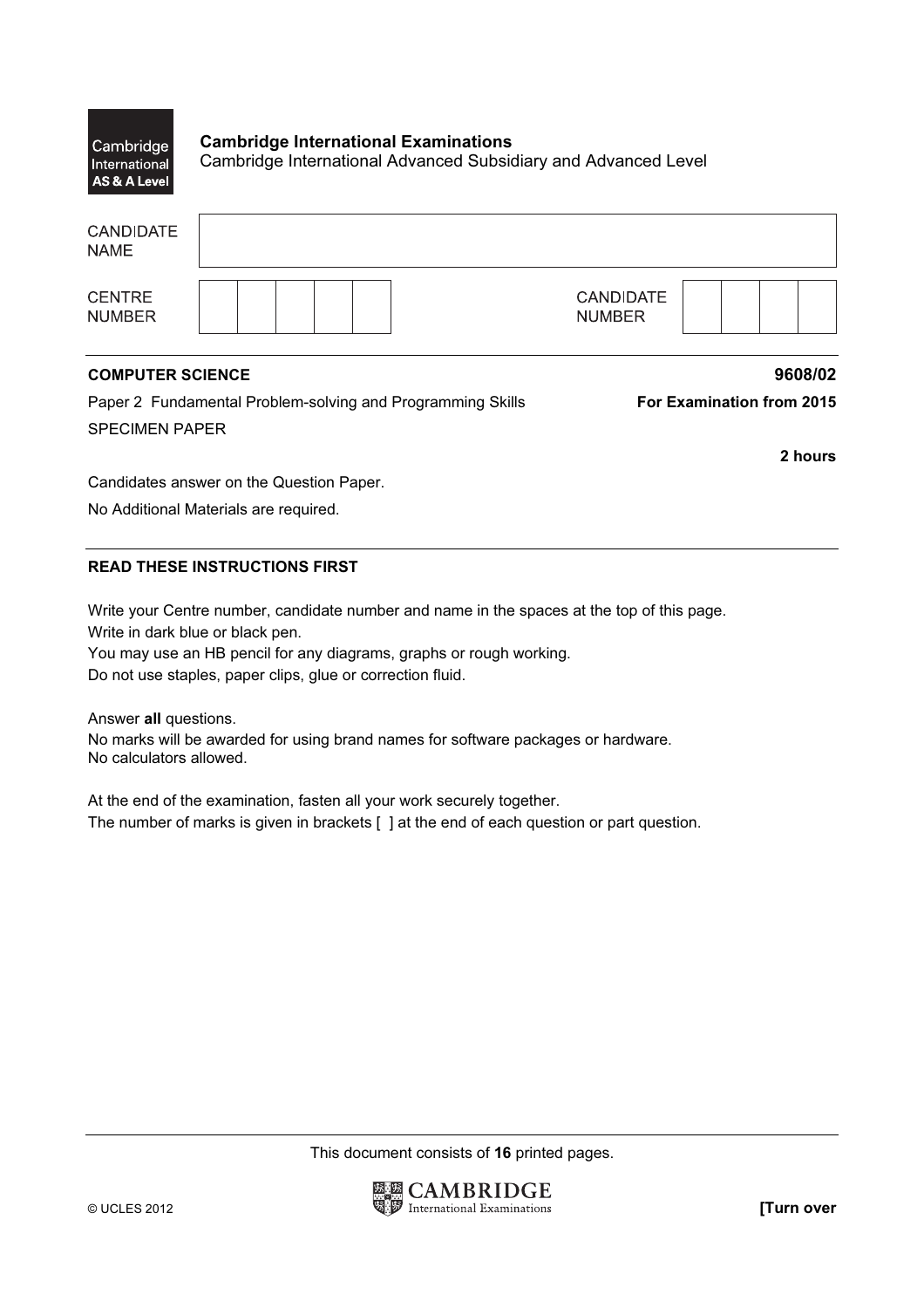Cambridge International AS & A Level

**Cambridge International Examinations**
Cambridge International Advanced Subsidiary and Advanced Level

| CANDIDATE NAME | |
|---|---|

| CENTRE NUMBER | | | | | | CANDIDATE NUMBER | | | | |
|---|---|---|---|---|---|---|---|---|---|---|

**COMPUTER SCIENCE** **9608/02**

Paper 2 Fundamental Problem-solving and Programming Skills **For Examination from 2015**

SPECIMEN PAPER

**2 hours**

Candidates answer on the Question Paper.

No Additional Materials are required.

**READ THESE INSTRUCTIONS FIRST**

Write your Centre number, candidate number and name in the spaces at the top of this page.
Write in dark blue or black pen.
You may use an HB pencil for any diagrams, graphs or rough working.
Do not use staples, paper clips, glue or correction fluid.

Answer **all** questions.
No marks will be awarded for using brand names for software packages or hardware.
No calculators allowed.

At the end of the examination, fasten all your work securely together.
The number of marks is given in brackets [ ] at the end of each question or part question.

This document consists of **16** printed pages.

© UCLES 2012 **[Turn over**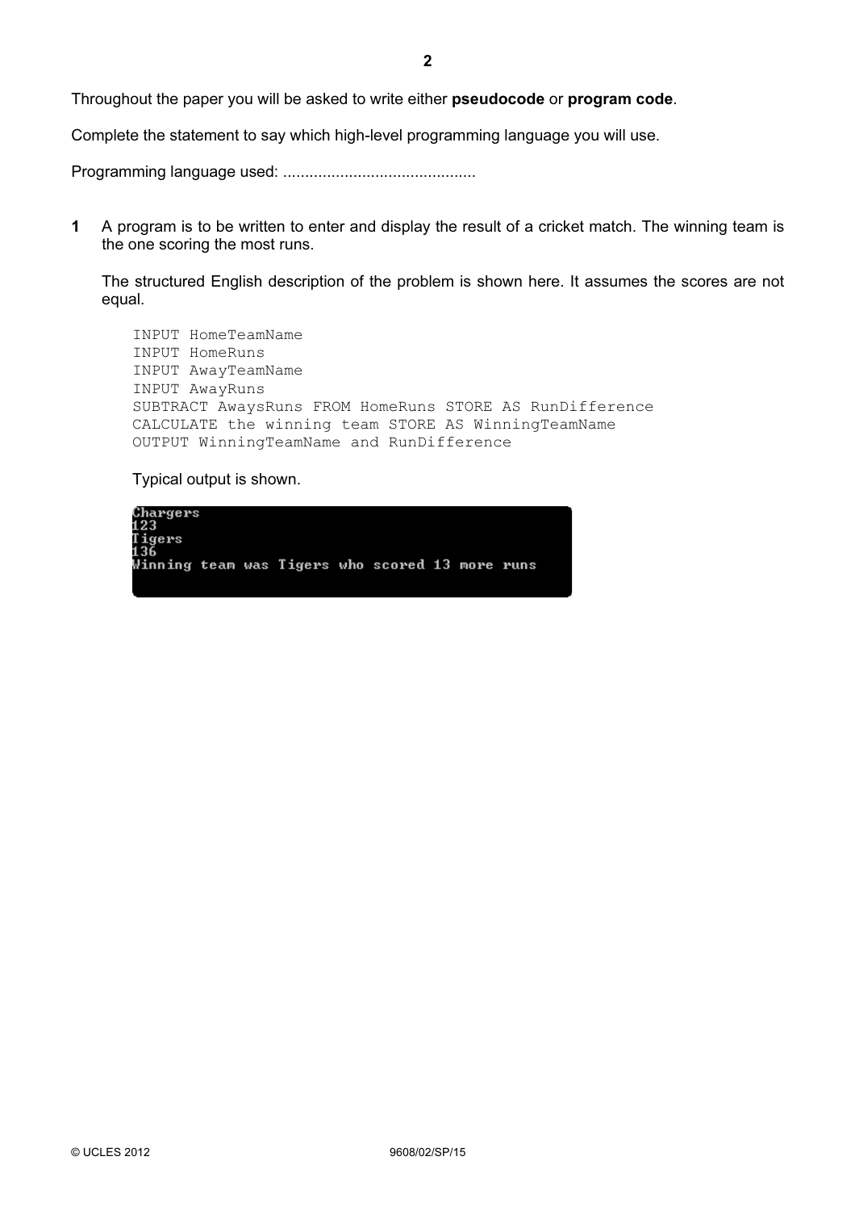Throughout the paper you will be asked to write either **pseudocode** or **program code**.

Complete the statement to say which high-level programming language you will use.

Programming language used: ............................................

**1** A program is to be written to enter and display the result of a cricket match. The winning team is the one scoring the most runs.

The structured English description of the problem is shown here. It assumes the scores are not equal.

```
INPUT HomeTeamName
INPUT HomeRuns
INPUT AwayTeamName
INPUT AwayRuns
SUBTRACT AwaysRuns FROM HomeRuns STORE AS RunDifference
CALCULATE the winning team STORE AS WinningTeamName
OUTPUT WinningTeamName and RunDifference
```

Typical output is shown.

```
Chargers
123
Tigers
136
Winning team was Tigers who scored 13 more runs
```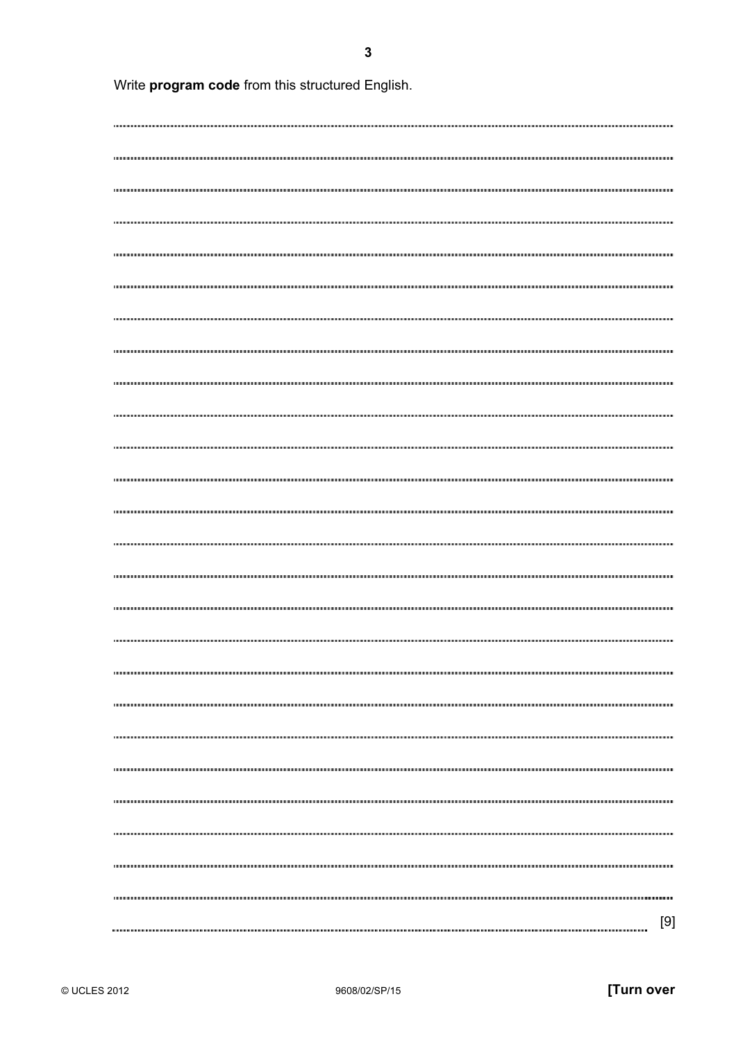Write **program code** from this structured English.

[9]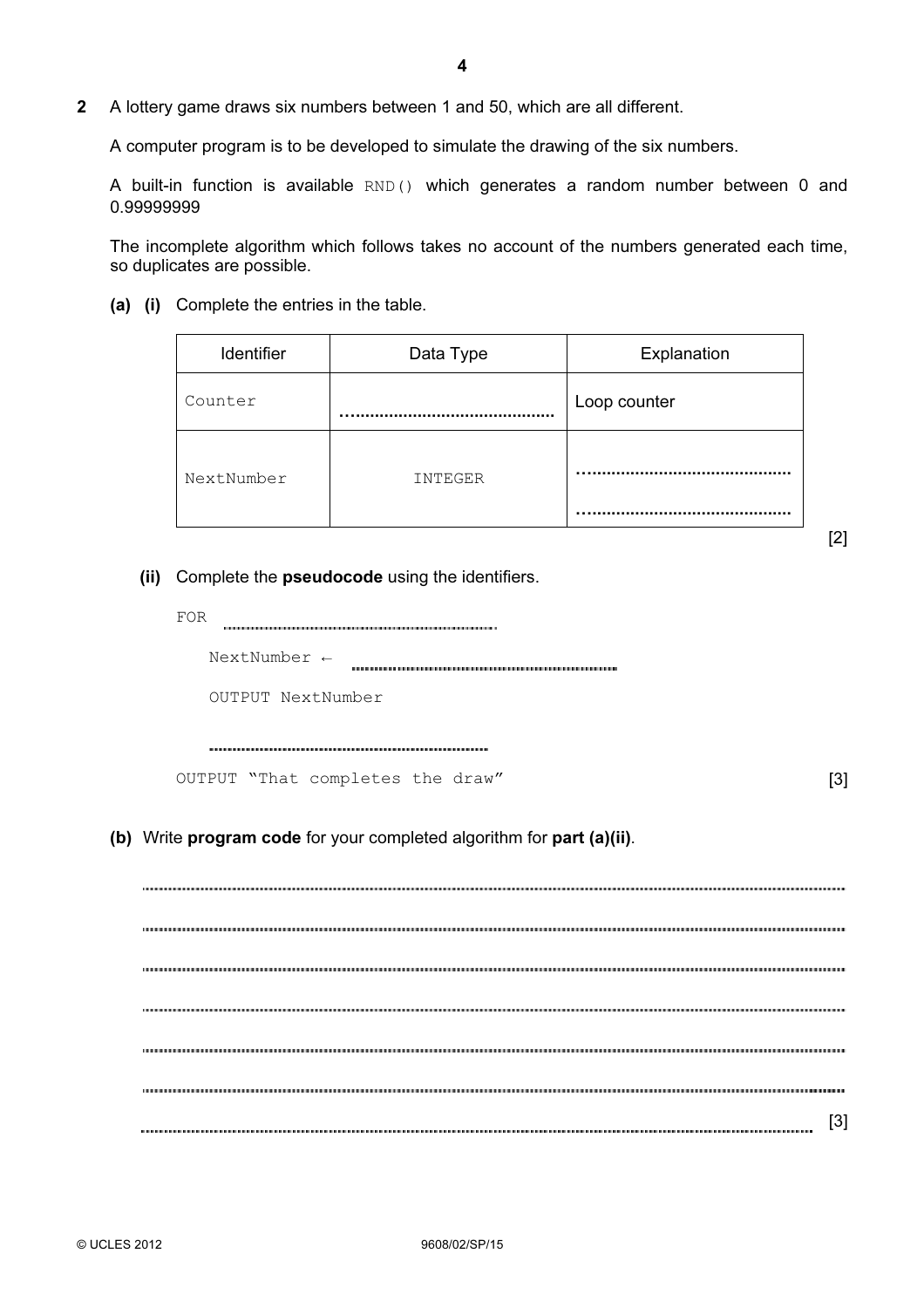**2** A lottery game draws six numbers between 1 and 50, which are all different.

A computer program is to be developed to simulate the drawing of the six numbers.

A built-in function is available `RND()` which generates a random number between 0 and 0.99999999

The incomplete algorithm which follows takes no account of the numbers generated each time, so duplicates are possible.

**(a) (i)** Complete the entries in the table.

| Identifier | Data Type | Explanation |
|---|---|---|
| `Counter` | ........................................... | Loop counter |
| `NextNumber` | `INTEGER` | ........................................... ........................................... |

[2]

**(ii)** Complete the **pseudocode** using the identifiers.

```
FOR ..............................................................

   NextNumber ← ..............................................................

   OUTPUT NextNumber

   ..............................................................

OUTPUT "That completes the draw"
```

[3]

**(b)** Write **program code** for your completed algorithm for **part (a)(ii)**.

..................................................................................................................................................

..................................................................................................................................................

..................................................................................................................................................

..................................................................................................................................................

..................................................................................................................................................

..................................................................................................................................................

.............................................................................................................................................. [3]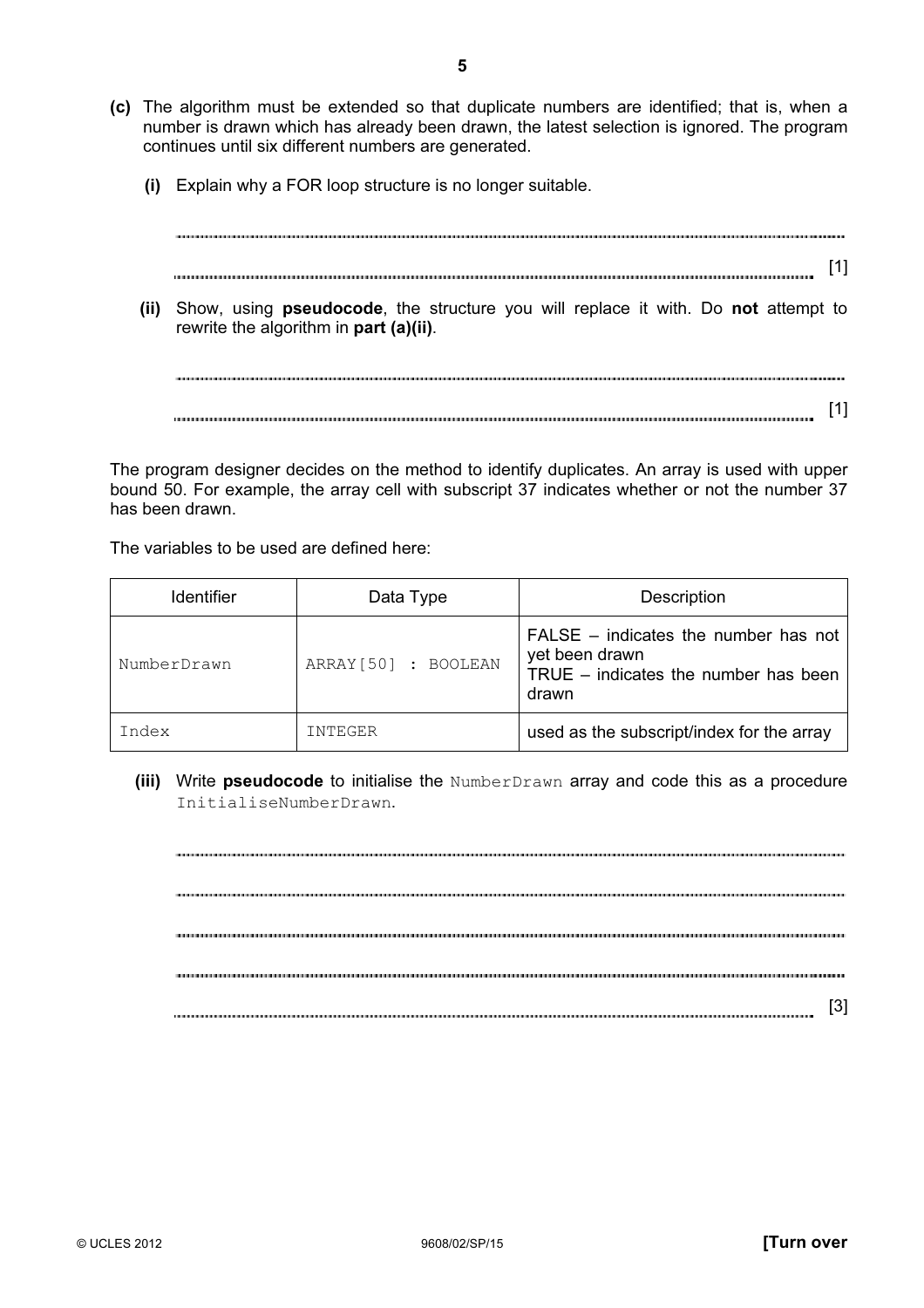**(c)** The algorithm must be extended so that duplicate numbers are identified; that is, when a number is drawn which has already been drawn, the latest selection is ignored. The program continues until six different numbers are generated.

**(i)** Explain why a FOR loop structure is no longer suitable.

.......................................................................................................................................................

....................................................................................................................................................... [1]

**(ii)** Show, using **pseudocode**, the structure you will replace it with. Do **not** attempt to rewrite the algorithm in **part (a)(ii)**.

.......................................................................................................................................................

....................................................................................................................................................... [1]

The program designer decides on the method to identify duplicates. An array is used with upper bound 50. For example, the array cell with subscript 37 indicates whether or not the number 37 has been drawn.

The variables to be used are defined here:

| Identifier | Data Type | Description |
| --- | --- | --- |
| `NumberDrawn` | `ARRAY[50] : BOOLEAN` | FALSE – indicates the number has not yet been drawn<br>TRUE – indicates the number has been drawn |
| `Index` | `INTEGER` | used as the subscript/index for the array |

**(iii)** Write **pseudocode** to initialise the `NumberDrawn` array and code this as a procedure `InitialiseNumberDrawn`.

.......................................................................................................................................................

.......................................................................................................................................................

.......................................................................................................................................................

.......................................................................................................................................................

....................................................................................................................................................... [3]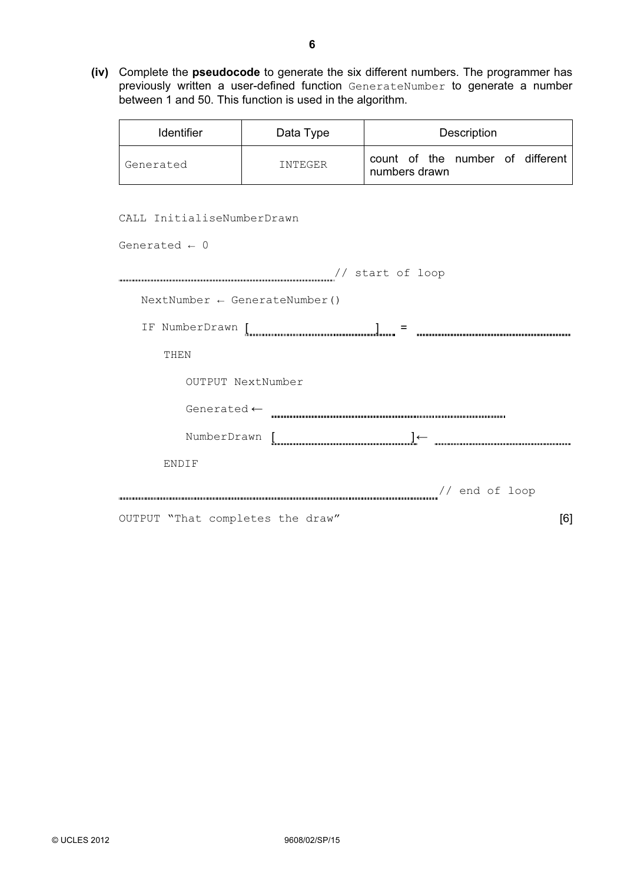**(iv)** Complete the **pseudocode** to generate the six different numbers. The programmer has previously written a user-defined function `GenerateNumber` to generate a number between 1 and 50. This function is used in the algorithm.

| Identifier | Data Type | Description |
|---|---|---|
| Generated | INTEGER | count of the number of different numbers drawn |

```
CALL InitialiseNumberDrawn

Generated ← 0

.............................................. // start of loop

   NextNumber ← GenerateNumber()

   IF NumberDrawn [ ........................... ] = ..............................

      THEN

         OUTPUT NextNumber

         Generated ← ..................................................

         NumberDrawn [ ........................... ]← ..............................

   ENDIF

.................................................................. // end of loop

OUTPUT "That completes the draw"
```

[6]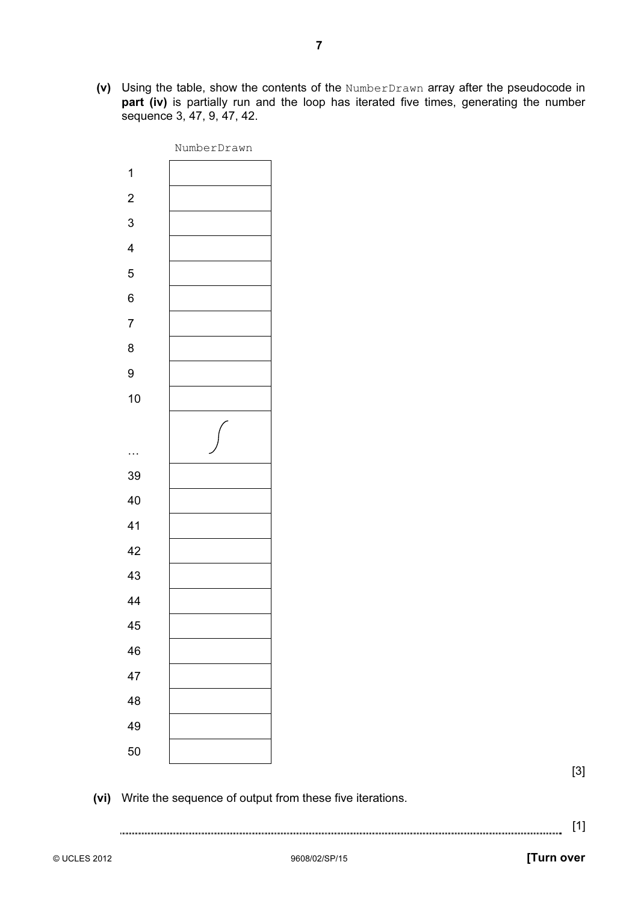**(v)** Using the table, show the contents of the `NumberDrawn` array after the pseudocode in **part (iv)** is partially run and the loop has iterated five times, generating the number sequence 3, 47, 9, 47, 42.

| | `NumberDrawn` |
|---|---|
| 1 | |
| 2 | |
| 3 | |
| 4 | |
| 5 | |
| 6 | |
| 7 | |
| 8 | |
| 9 | |
| 10 | |
| … | |
| 39 | |
| 40 | |
| 41 | |
| 42 | |
| 43 | |
| 44 | |
| 45 | |
| 46 | |
| 47 | |
| 48 | |
| 49 | |
| 50 | |

[3]

**(vi)** Write the sequence of output from these five iterations.

.............................................................................................................................................. [1]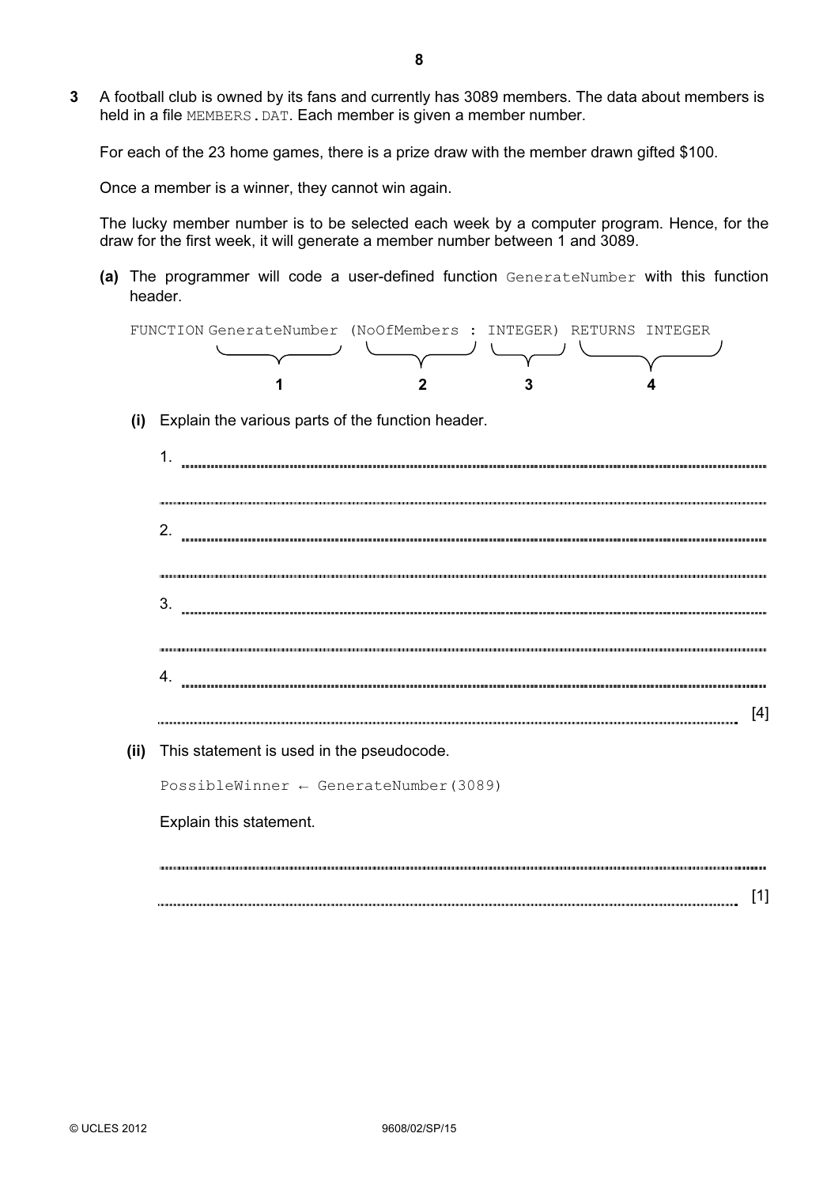**3** A football club is owned by its fans and currently has 3089 members. The data about members is held in a file `MEMBERS.DAT`. Each member is given a member number.

For each of the 23 home games, there is a prize draw with the member drawn gifted $100.

Once a member is a winner, they cannot win again.

The lucky member number is to be selected each week by a computer program. Hence, for the draw for the first week, it will generate a member number between 1 and 3089.

**(a)** The programmer will code a user-defined function `GenerateNumber` with this function header.

```
FUNCTION GenerateNumber (NoOfMembers : INTEGER) RETURNS INTEGER
         \____________/ \____________/ \______/ \_______________/
               1               2           3            4
```

**(i)** Explain the various parts of the function header.

1. ..............................................................................................................................

..............................................................................................................................

2. ..............................................................................................................................

..............................................................................................................................

3. ..............................................................................................................................

..............................................................................................................................

4. ..............................................................................................................................

.............................................................................................................................. [4]

**(ii)** This statement is used in the pseudocode.

```
PossibleWinner ← GenerateNumber(3089)
```

Explain this statement.

..............................................................................................................................

.............................................................................................................................. [1]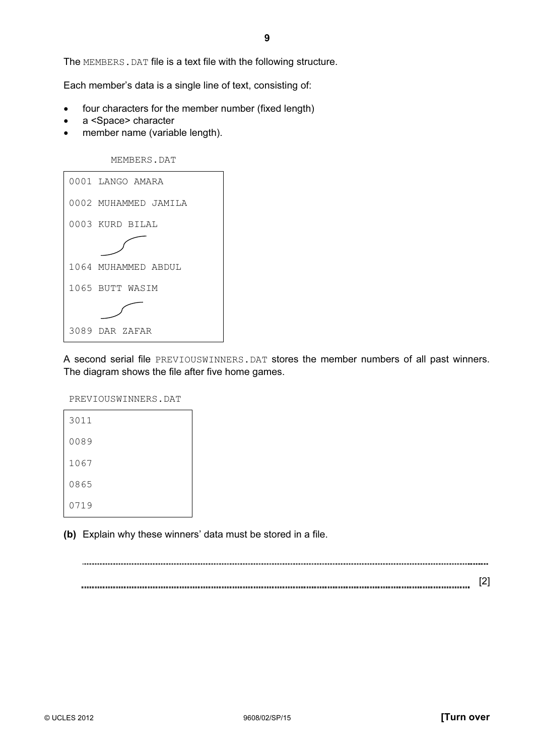The MEMBERS.DAT file is a text file with the following structure.

Each member's data is a single line of text, consisting of:

- four characters for the member number (fixed length)
- a <Space> character
- member name (variable length).

MEMBERS.DAT

```
0001 LANGO AMARA
0002 MUHAMMED JAMILA
0003 KURD BILAL
...
1064 MUHAMMED ABDUL
1065 BUTT WASIM
...
3089 DAR ZAFAR
```

A second serial file PREVIOUSWINNERS.DAT stores the member numbers of all past winners. The diagram shows the file after five home games.

PREVIOUSWINNERS.DAT

```
3011
0089
1067
0865
0719
```

**(b)** Explain why these winners' data must be stored in a file.

.......................................................................................................................................................

....................................................................................................................................................... [2]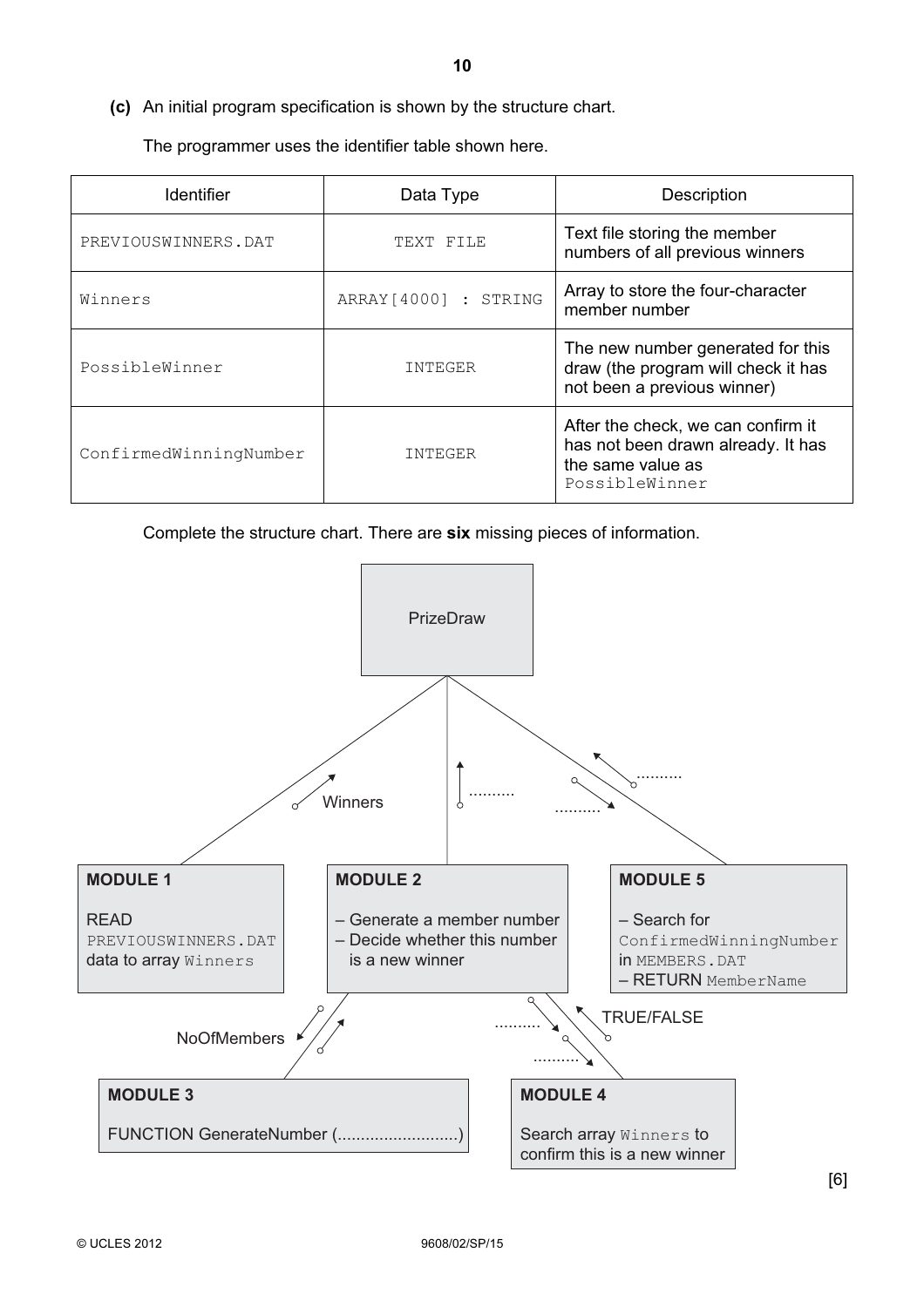**(c)** An initial program specification is shown by the structure chart.

The programmer uses the identifier table shown here.

| Identifier | Data Type | Description |
|---|---|---|
| `PREVIOUSWINNERS.DAT` | `TEXT FILE` | Text file storing the member numbers of all previous winners |
| `Winners` | `ARRAY[4000] : STRING` | Array to store the four-character member number |
| `PossibleWinner` | `INTEGER` | The new number generated for this draw (the program will check it has not been a previous winner) |
| `ConfirmedWinningNumber` | `INTEGER` | After the check, we can confirm it has not been drawn already. It has the same value as `PossibleWinner` |

Complete the structure chart. There are **six** missing pieces of information.

**PrizeDraw**

- Link PrizeDraw – MODULE 1: Winners (passed up to PrizeDraw)
- Link PrizeDraw – MODULE 2: .......... (passed up to PrizeDraw)
- Link PrizeDraw – MODULE 5: .......... (passed up to PrizeDraw); .......... (passed down to MODULE 5)

**MODULE 1**
READ `PREVIOUSWINNERS.DAT` data to array `Winners`

**MODULE 2**
– Generate a member number
– Decide whether this number is a new winner

**MODULE 5**
– Search for `ConfirmedWinningNumber` in `MEMBERS.DAT`
– RETURN `MemberName`

- Link MODULE 2 – MODULE 3: NoOfMembers (passed down to MODULE 3); unlabelled parameter (passed up to MODULE 2)
- Link MODULE 2 – MODULE 4: .......... (passed down to MODULE 4); .......... (passed down to MODULE 4); TRUE/FALSE (passed up to MODULE 2)

**MODULE 3**
FUNCTION GenerateNumber (..........................)

**MODULE 4**
Search array `Winners` to confirm this is a new winner

[6]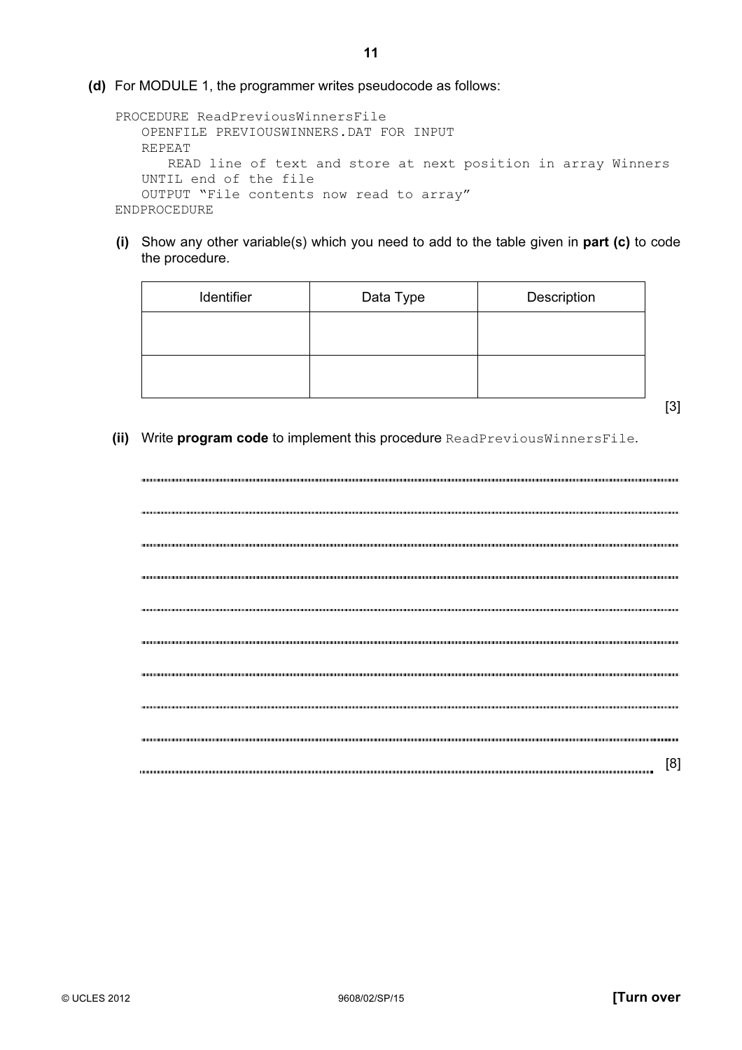**(d)** For MODULE 1, the programmer writes pseudocode as follows:

```
PROCEDURE ReadPreviousWinnersFile
   OPENFILE PREVIOUSWINNERS.DAT FOR INPUT
   REPEAT
      READ line of text and store at next position in array Winners
   UNTIL end of the file
   OUTPUT "File contents now read to array"
ENDPROCEDURE
```

**(i)** Show any other variable(s) which you need to add to the table given in **part (c)** to code the procedure.

| Identifier | Data Type | Description |
|---|---|---|
| | | |
| | | |

[3]

**(ii)** Write **program code** to implement this procedure `ReadPreviousWinnersFile`.

.......................................................................................................................................................

.......................................................................................................................................................

.......................................................................................................................................................

.......................................................................................................................................................

.......................................................................................................................................................

.......................................................................................................................................................

.......................................................................................................................................................

.......................................................................................................................................................

.......................................................................................................................................................

....................................................................................................................................................... [8]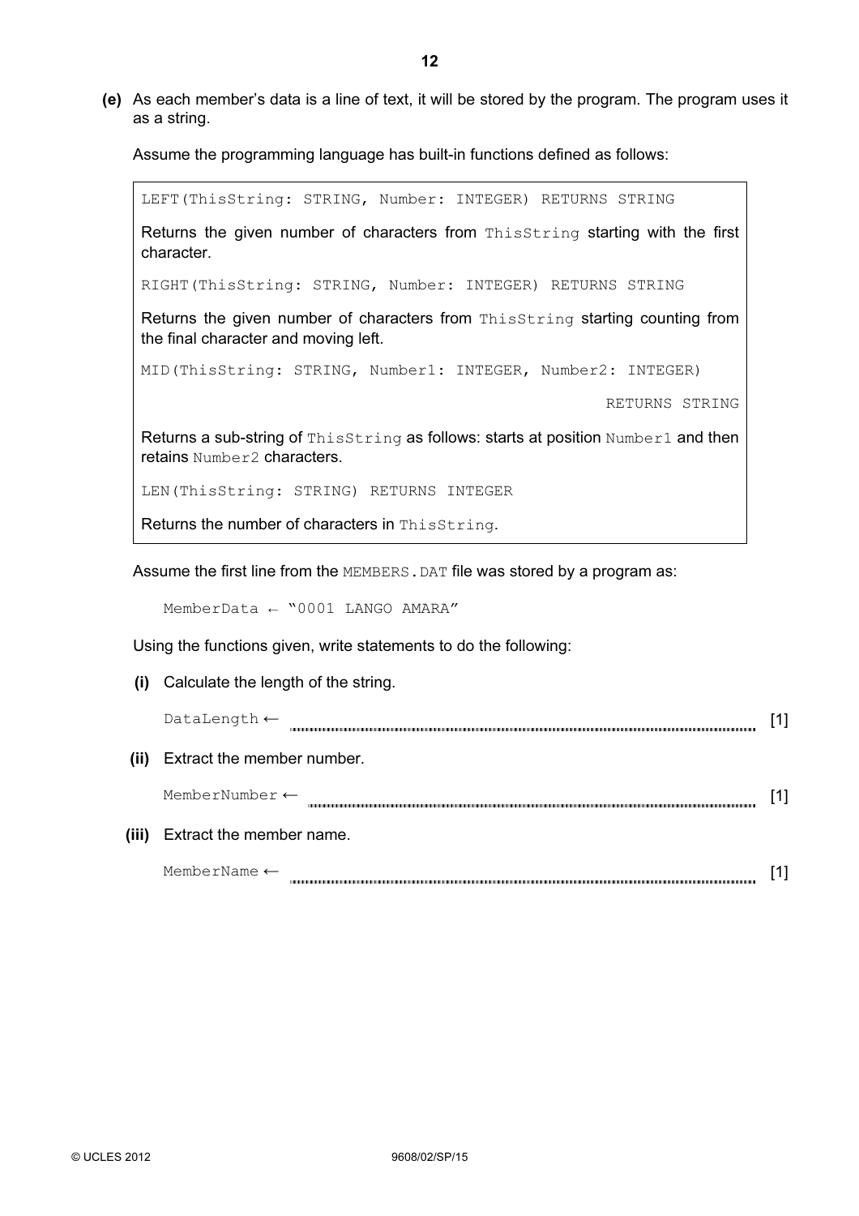**(e)** As each member's data is a line of text, it will be stored by the program. The program uses it as a string.

Assume the programming language has built-in functions defined as follows:

```
LEFT(ThisString: STRING, Number: INTEGER) RETURNS STRING
```

Returns the given number of characters from `ThisString` starting with the first character.

```
RIGHT(ThisString: STRING, Number: INTEGER) RETURNS STRING
```

Returns the given number of characters from `ThisString` starting counting from the final character and moving left.

```
MID(ThisString: STRING, Number1: INTEGER, Number2: INTEGER)
                                                  RETURNS STRING
```

Returns a sub-string of `ThisString` as follows: starts at position `Number1` and then retains `Number2` characters.

```
LEN(ThisString: STRING) RETURNS INTEGER
```

Returns the number of characters in `ThisString`.

Assume the first line from the `MEMBERS.DAT` file was stored by a program as:

```
MemberData ← "0001 LANGO AMARA"
```

Using the functions given, write statements to do the following:

**(i)** Calculate the length of the string.

`DataLength ←` .................................................................................................... [1]

**(ii)** Extract the member number.

`MemberNumber ←` .................................................................................................... [1]

**(iii)** Extract the member name.

`MemberName ←` .................................................................................................... [1]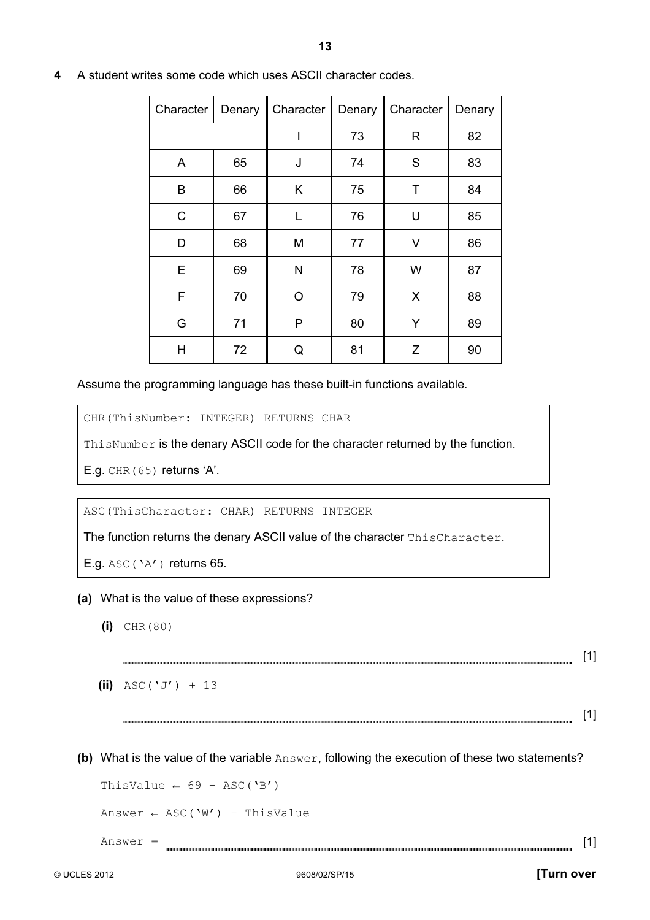**4** A student writes some code which uses ASCII character codes.

| Character | Denary | Character | Denary | Character | Denary |
|---|---|---|---|---|---|
| | | I | 73 | R | 82 |
| A | 65 | J | 74 | S | 83 |
| B | 66 | K | 75 | T | 84 |
| C | 67 | L | 76 | U | 85 |
| D | 68 | M | 77 | V | 86 |
| E | 69 | N | 78 | W | 87 |
| F | 70 | O | 79 | X | 88 |
| G | 71 | P | 80 | Y | 89 |
| H | 72 | Q | 81 | Z | 90 |

Assume the programming language has these built-in functions available.

```
CHR(ThisNumber: INTEGER) RETURNS CHAR
```

`ThisNumber` is the denary ASCII code for the character returned by the function.

E.g. `CHR(65)` returns 'A'.

```
ASC(ThisCharacter: CHAR) RETURNS INTEGER
```

The function returns the denary ASCII value of the character `ThisCharacter`.

E.g. `ASC('A')` returns 65.

**(a)** What is the value of these expressions?

**(i)** `CHR(80)`

.................................................................................................................................... [1]

**(ii)** `ASC('J') + 13`

.................................................................................................................................... [1]

**(b)** What is the value of the variable `Answer`, following the execution of these two statements?

```
ThisValue ← 69 – ASC('B')

Answer ← ASC('W') – ThisValue
```

Answer = ............................................................................................................................ [1]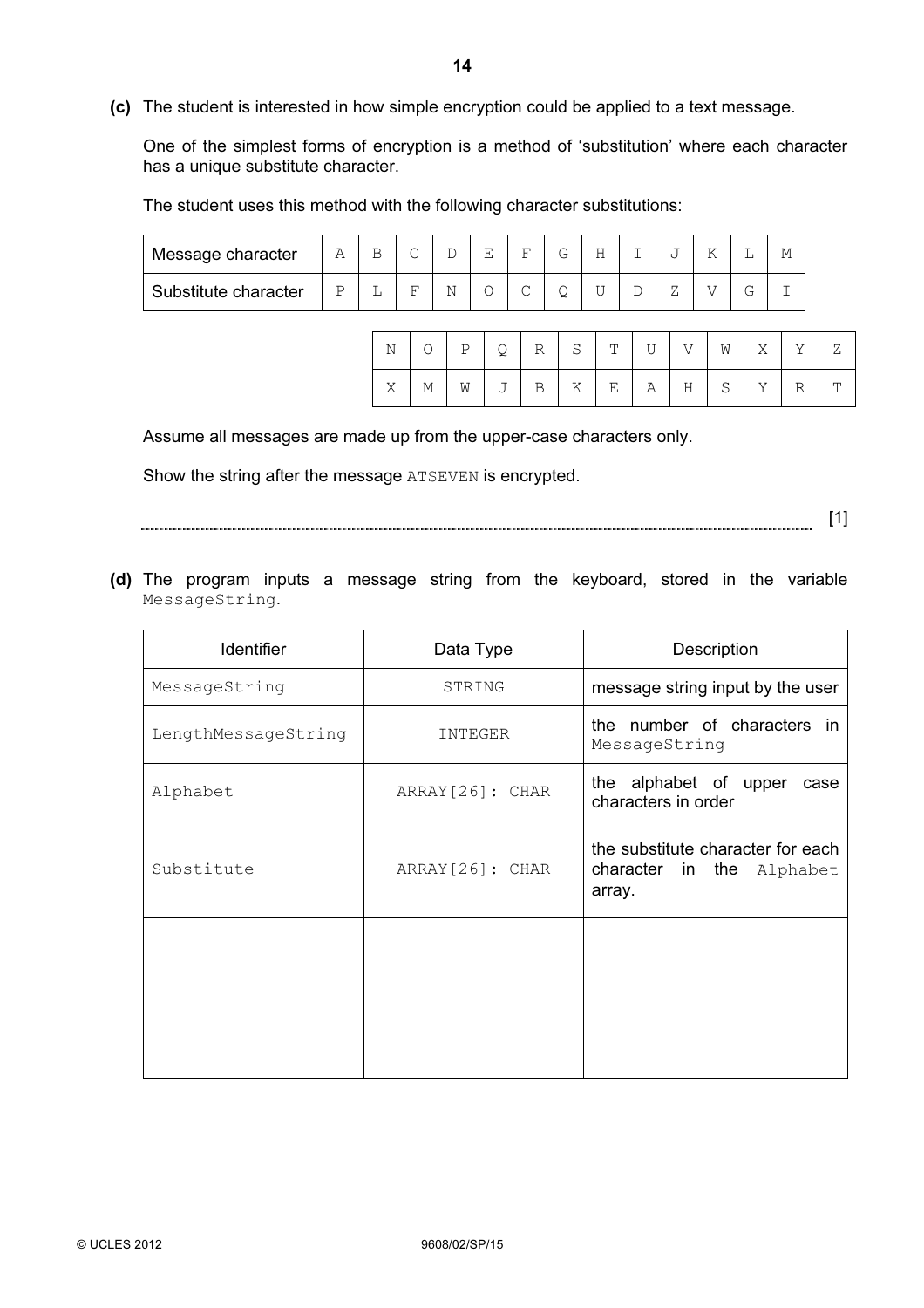**(c)** The student is interested in how simple encryption could be applied to a text message.

One of the simplest forms of encryption is a method of 'substitution' where each character has a unique substitute character.

The student uses this method with the following character substitutions:

| Message character | A | B | C | D | E | F | G | H | I | J | K | L | M |
|---|---|---|---|---|---|---|---|---|---|---|---|---|---|
| Substitute character | P | L | F | N | O | C | Q | U | D | Z | V | G | I |

| N | O | P | Q | R | S | T | U | V | W | X | Y | Z |
|---|---|---|---|---|---|---|---|---|---|---|---|---|
| X | M | W | J | B | K | E | A | H | S | Y | R | T |

Assume all messages are made up from the upper-case characters only.

Show the string after the message `ATSEVEN` is encrypted.

.............................................................................................................................................. [1]

**(d)** The program inputs a message string from the keyboard, stored in the variable `MessageString`.

| Identifier | Data Type | Description |
|---|---|---|
| `MessageString` | `STRING` | message string input by the user |
| `LengthMessageString` | `INTEGER` | the number of characters in `MessageString` |
| `Alphabet` | `ARRAY[26]: CHAR` | the alphabet of upper case characters in order |
| `Substitute` | `ARRAY[26]: CHAR` | the substitute character for each character in the `Alphabet` array. |
| | | |
| | | |
| | | |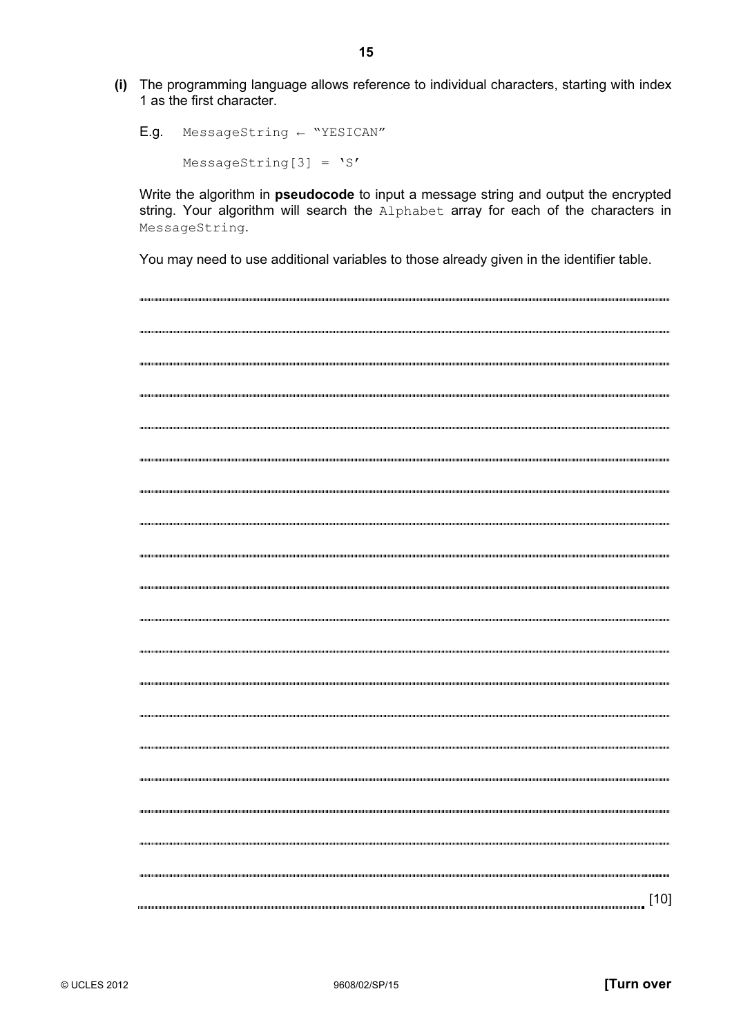(i) The programming language allows reference to individual characters, starting with index 1 as the first character.

E.g.

```
MessageString ← "YESICAN"

MessageString[3] = 'S'
```

Write the algorithm in **pseudocode** to input a message string and output the encrypted string. Your algorithm will search the `Alphabet` array for each of the characters in `MessageString`.

You may need to use additional variables to those already given in the identifier table.

[10]

9608/02/SP/15

© UCLES 2012

**[Turn over**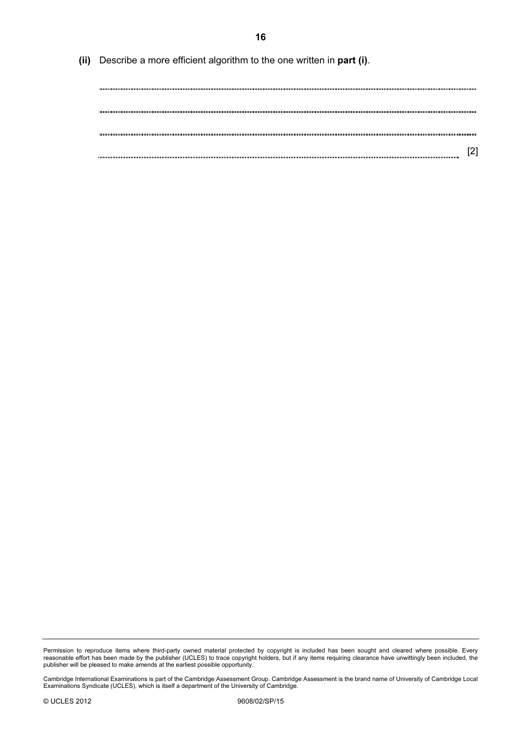**(ii)** Describe a more efficient algorithm to the one written in **part (i)**.

.....................................................................................................................................................

.....................................................................................................................................................

.....................................................................................................................................................

............................................................................................................................................. [2]

Permission to reproduce items where third-party owned material protected by copyright is included has been sought and cleared where possible. Every reasonable effort has been made by the publisher (UCLES) to trace copyright holders, but if any items requiring clearance have unwittingly been included, the publisher will be pleased to make amends at the earliest possible opportunity.

Cambridge International Examinations is part of the Cambridge Assessment Group. Cambridge Assessment is the brand name of University of Cambridge Local Examinations Syndicate (UCLES), which is itself a department of the University of Cambridge.